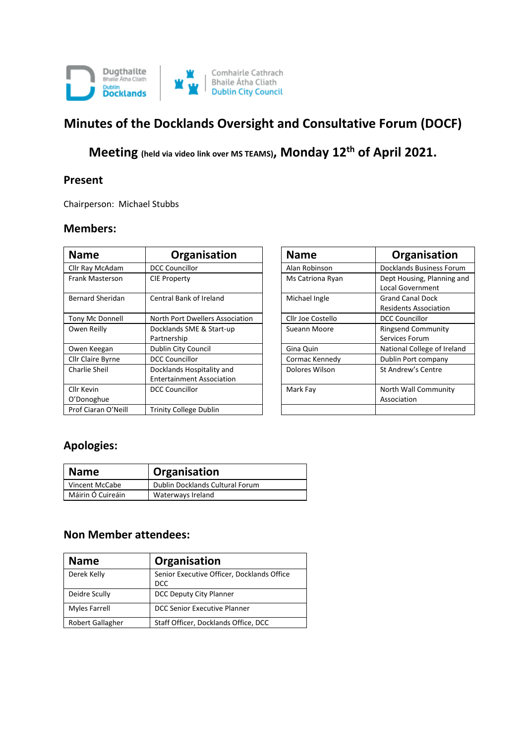Dugthailte Bhaile Átha Cliath Dublin Docklands | Comhairle Cathrach Bhaile Átha Cliath Dublin City Council

# Minutes of the Docklands Oversight and Consultative Forum (DOCF)

## Meeting (held via video link over MS TEAMS), Monday 12th of April 2021.

### Present

Chairperson: Michael Stubbs

### Members:

| Name | Organisation |
|---|---|
| Cllr Ray McAdam | DCC Councillor |
| Frank Masterson | CIE Property |
| Bernard Sheridan | Central Bank of Ireland |
| Tony Mc Donnell | North Port Dwellers Association |
| Owen Reilly | Docklands SME & Start-up Partnership |
| Owen Keegan | Dublin City Council |
| Cllr Claire Byrne | DCC Councillor |
| Charlie Sheil | Docklands Hospitality and Entertainment Association |
| Cllr Kevin O'Donoghue | DCC Councillor |
| Prof Ciaran O'Neill | Trinity College Dublin |

| Name | Organisation |
|---|---|
| Alan Robinson | Docklands Business Forum |
| Ms Catriona Ryan | Dept Housing, Planning and Local Government |
| Michael Ingle | Grand Canal Dock Residents Association |
| Cllr Joe Costello | DCC Councillor |
| Sueann Moore | Ringsend Community Services Forum |
| Gina Quin | National College of Ireland |
| Cormac Kennedy | Dublin Port company |
| Dolores Wilson | St Andrew's Centre |
| Mark Fay | North Wall Community Association |
| | |

### Apologies:

| Name | Organisation |
|---|---|
| Vincent McCabe | Dublin Docklands Cultural Forum |
| Máirin Ó Cuireáin | Waterways Ireland |

### Non Member attendees:

| Name | Organisation |
|---|---|
| Derek Kelly | Senior Executive Officer, Docklands Office DCC |
| Deidre Scully | DCC Deputy City Planner |
| Myles Farrell | DCC Senior Executive Planner |
| Robert Gallagher | Staff Officer, Docklands Office, DCC |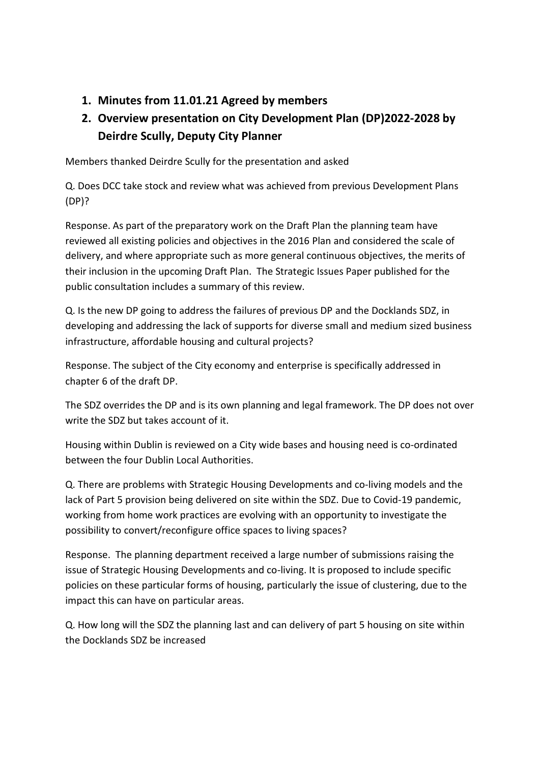1. **Minutes from 11.01.21 Agreed by members**
2. **Overview presentation on City Development Plan (DP)2022-2028 by Deirdre Scully, Deputy City Planner**

Members thanked Deirdre Scully for the presentation and asked

Q. Does DCC take stock and review what was achieved from previous Development Plans (DP)?

Response. As part of the preparatory work on the Draft Plan the planning team have reviewed all existing policies and objectives in the 2016 Plan and considered the scale of delivery, and where appropriate such as more general continuous objectives, the merits of their inclusion in the upcoming Draft Plan. The Strategic Issues Paper published for the public consultation includes a summary of this review.

Q. Is the new DP going to address the failures of previous DP and the Docklands SDZ, in developing and addressing the lack of supports for diverse small and medium sized business infrastructure, affordable housing and cultural projects?

Response. The subject of the City economy and enterprise is specifically addressed in chapter 6 of the draft DP.

The SDZ overrides the DP and is its own planning and legal framework. The DP does not over write the SDZ but takes account of it.

Housing within Dublin is reviewed on a City wide bases and housing need is co-ordinated between the four Dublin Local Authorities.

Q. There are problems with Strategic Housing Developments and co-living models and the lack of Part 5 provision being delivered on site within the SDZ. Due to Covid-19 pandemic, working from home work practices are evolving with an opportunity to investigate the possibility to convert/reconfigure office spaces to living spaces?

Response. The planning department received a large number of submissions raising the issue of Strategic Housing Developments and co-living. It is proposed to include specific policies on these particular forms of housing, particularly the issue of clustering, due to the impact this can have on particular areas.

Q. How long will the SDZ the planning last and can delivery of part 5 housing on site within the Docklands SDZ be increased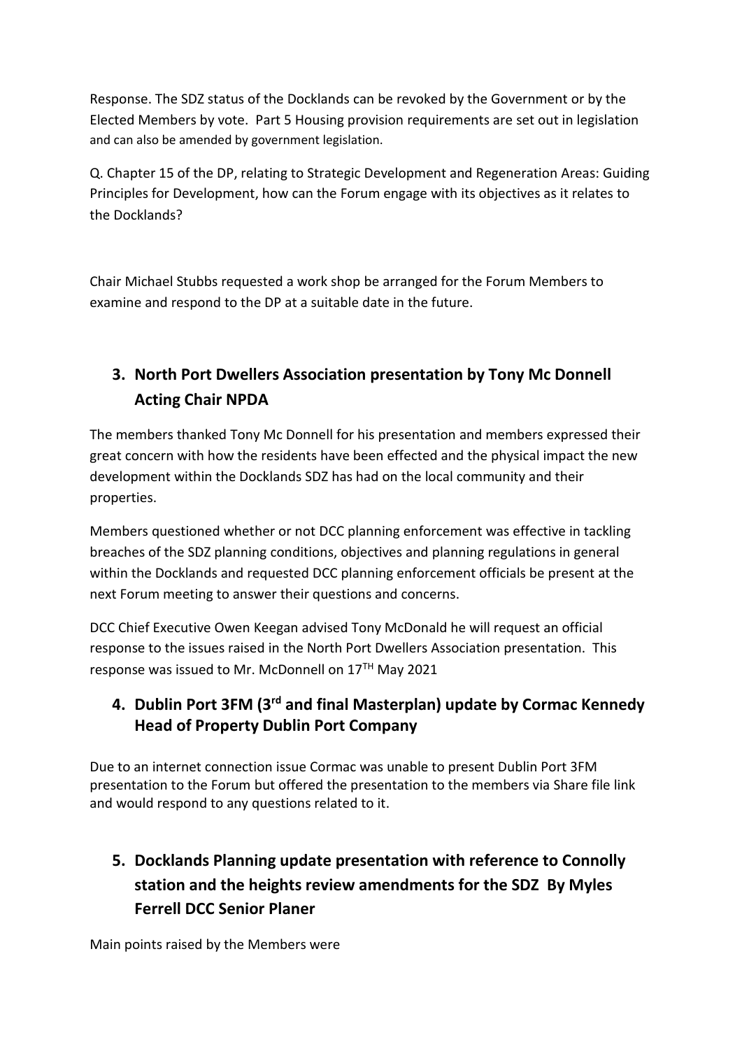Response. The SDZ status of the Docklands can be revoked by the Government or by the Elected Members by vote. Part 5 Housing provision requirements are set out in legislation and can also be amended by government legislation.

Q. Chapter 15 of the DP, relating to Strategic Development and Regeneration Areas: Guiding Principles for Development, how can the Forum engage with its objectives as it relates to the Docklands?

Chair Michael Stubbs requested a work shop be arranged for the Forum Members to examine and respond to the DP at a suitable date in the future.

## 3. North Port Dwellers Association presentation by Tony Mc Donnell Acting Chair NPDA

The members thanked Tony Mc Donnell for his presentation and members expressed their great concern with how the residents have been effected and the physical impact the new development within the Docklands SDZ has had on the local community and their properties.

Members questioned whether or not DCC planning enforcement was effective in tackling breaches of the SDZ planning conditions, objectives and planning regulations in general within the Docklands and requested DCC planning enforcement officials be present at the next Forum meeting to answer their questions and concerns.

DCC Chief Executive Owen Keegan advised Tony McDonald he will request an official response to the issues raised in the North Port Dwellers Association presentation. This response was issued to Mr. McDonnell on 17TH May 2021

## 4. Dublin Port 3FM (3rd and final Masterplan) update by Cormac Kennedy Head of Property Dublin Port Company

Due to an internet connection issue Cormac was unable to present Dublin Port 3FM presentation to the Forum but offered the presentation to the members via Share file link and would respond to any questions related to it.

## 5. Docklands Planning update presentation with reference to Connolly station and the heights review amendments for the SDZ By Myles Ferrell DCC Senior Planer

Main points raised by the Members were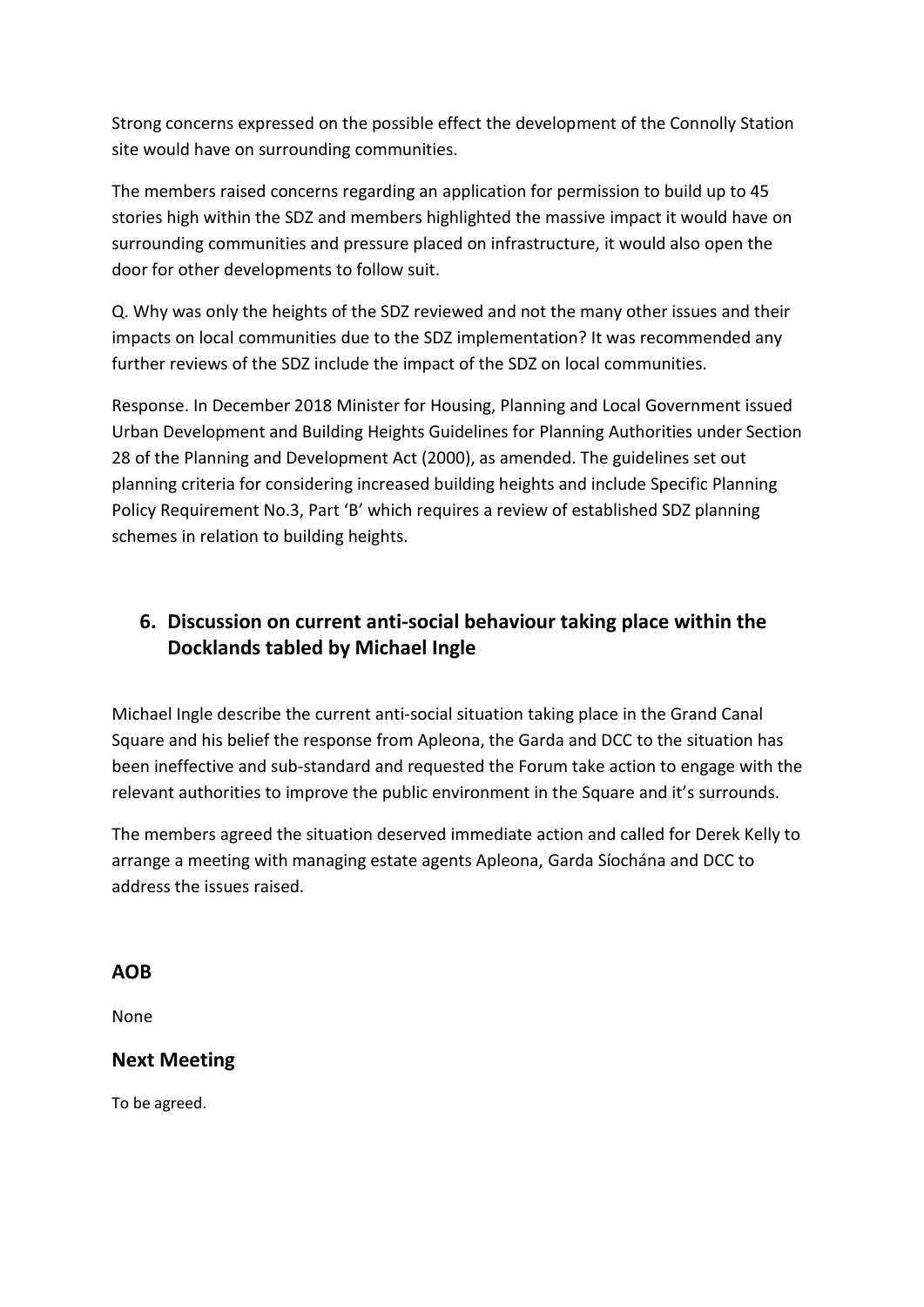Strong concerns expressed on the possible effect the development of the Connolly Station site would have on surrounding communities.

The members raised concerns regarding an application for permission to build up to 45 stories high within the SDZ and members highlighted the massive impact it would have on surrounding communities and pressure placed on infrastructure, it would also open the door for other developments to follow suit.

Q. Why was only the heights of the SDZ reviewed and not the many other issues and their impacts on local communities due to the SDZ implementation? It was recommended any further reviews of the SDZ include the impact of the SDZ on local communities.

Response. In December 2018 Minister for Housing, Planning and Local Government issued Urban Development and Building Heights Guidelines for Planning Authorities under Section 28 of the Planning and Development Act (2000), as amended. The guidelines set out planning criteria for considering increased building heights and include Specific Planning Policy Requirement No.3, Part 'B' which requires a review of established SDZ planning schemes in relation to building heights.

## 6. Discussion on current anti-social behaviour taking place within the Docklands tabled by Michael Ingle

Michael Ingle describe the current anti-social situation taking place in the Grand Canal Square and his belief the response from Apleona, the Garda and DCC to the situation has been ineffective and sub-standard and requested the Forum take action to engage with the relevant authorities to improve the public environment in the Square and it's surrounds.

The members agreed the situation deserved immediate action and called for Derek Kelly to arrange a meeting with managing estate agents Apleona, Garda Síochána and DCC to address the issues raised.

## AOB

None

## Next Meeting

To be agreed.